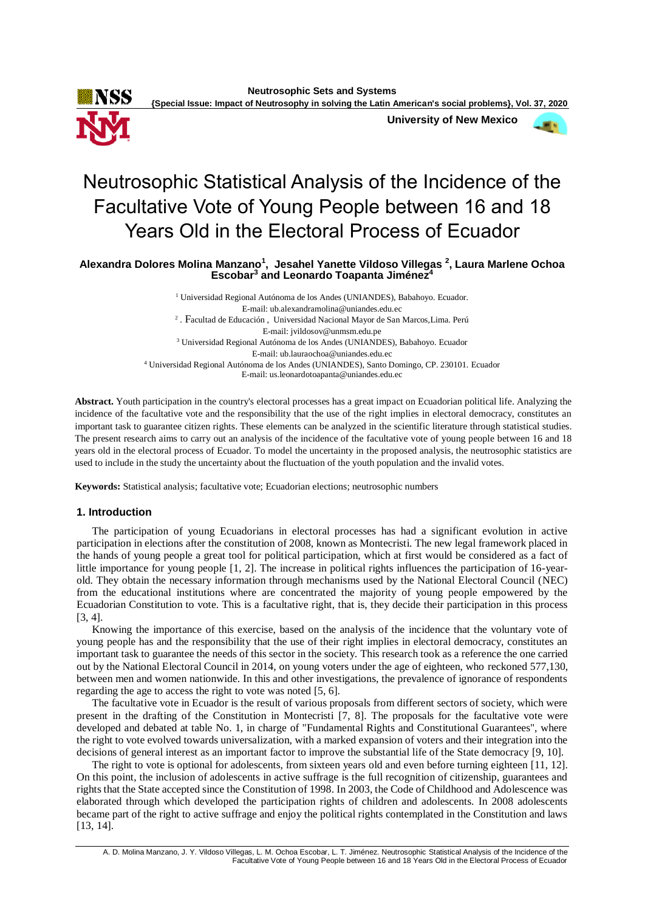# Neutrosophic Statistical Analysis of the Incidence of the Facultative Vote of Young People between 16 and 18 Years Old in the Electoral Process of Ecuador

**Alexandra Dolores Molina Manzano[1], Jesahel Yanette Vildoso Villegas [2], Laura Marlene Ochoa Escobar[3] and Leonardo Toapanta Jiménez[4]**

[1] Universidad Regional Autónoma de los Andes (UNIANDES), Babahoyo. Ecuador.
E-mail: ub.alexandramolina@uniandes.edu.ec

[2] . Facultad de Educación , Universidad Nacional Mayor de San Marcos,Lima. Perú
E-mail: jvildosov@unmsm.edu.pe

[3] Universidad Regional Autónoma de los Andes (UNIANDES), Babahoyo. Ecuador
E-mail: ub.lauraochoa@uniandes.edu.ec

[4] Universidad Regional Autónoma de los Andes (UNIANDES), Santo Domingo, CP. 230101. Ecuador
E-mail: us.leonardotoapanta@uniandes.edu.ec

**Abstract.** Youth participation in the country's electoral processes has a great impact on Ecuadorian political life. Analyzing the incidence of the facultative vote and the responsibility that the use of the right implies in electoral democracy, constitutes an important task to guarantee citizen rights. These elements can be analyzed in the scientific literature through statistical studies. The present research aims to carry out an analysis of the incidence of the facultative vote of young people between 16 and 18 years old in the electoral process of Ecuador. To model the uncertainty in the proposed analysis, the neutrosophic statistics are used to include in the study the uncertainty about the fluctuation of the youth population and the invalid votes.

**Keywords:** Statistical analysis; facultative vote; Ecuadorian elections; neutrosophic numbers

## 1. Introduction

The participation of young Ecuadorians in electoral processes has had a significant evolution in active participation in elections after the constitution of 2008, known as Montecristi. The new legal framework placed in the hands of young people a great tool for political participation, which at first would be considered as a fact of little importance for young people [1, 2]. The increase in political rights influences the participation of 16-year-old. They obtain the necessary information through mechanisms used by the National Electoral Council (NEC) from the educational institutions where are concentrated the majority of young people empowered by the Ecuadorian Constitution to vote. This is a facultative right, that is, they decide their participation in this process [3, 4].

Knowing the importance of this exercise, based on the analysis of the incidence that the voluntary vote of young people has and the responsibility that the use of their right implies in electoral democracy, constitutes an important task to guarantee the needs of this sector in the society. This research took as a reference the one carried out by the National Electoral Council in 2014, on young voters under the age of eighteen, who reckoned 577,130, between men and women nationwide. In this and other investigations, the prevalence of ignorance of respondents regarding the age to access the right to vote was noted [5, 6].

The facultative vote in Ecuador is the result of various proposals from different sectors of society, which were present in the drafting of the Constitution in Montecristi [7, 8]. The proposals for the facultative vote were developed and debated at table No. 1, in charge of "Fundamental Rights and Constitutional Guarantees", where the right to vote evolved towards universalization, with a marked expansion of voters and their integration into the decisions of general interest as an important factor to improve the substantial life of the State democracy [9, 10].

The right to vote is optional for adolescents, from sixteen years old and even before turning eighteen [11, 12]. On this point, the inclusion of adolescents in active suffrage is the full recognition of citizenship, guarantees and rights that the State accepted since the Constitution of 1998. In 2003, the Code of Childhood and Adolescence was elaborated through which developed the participation rights of children and adolescents. In 2008 adolescents became part of the right to active suffrage and enjoy the political rights contemplated in the Constitution and laws [13, 14].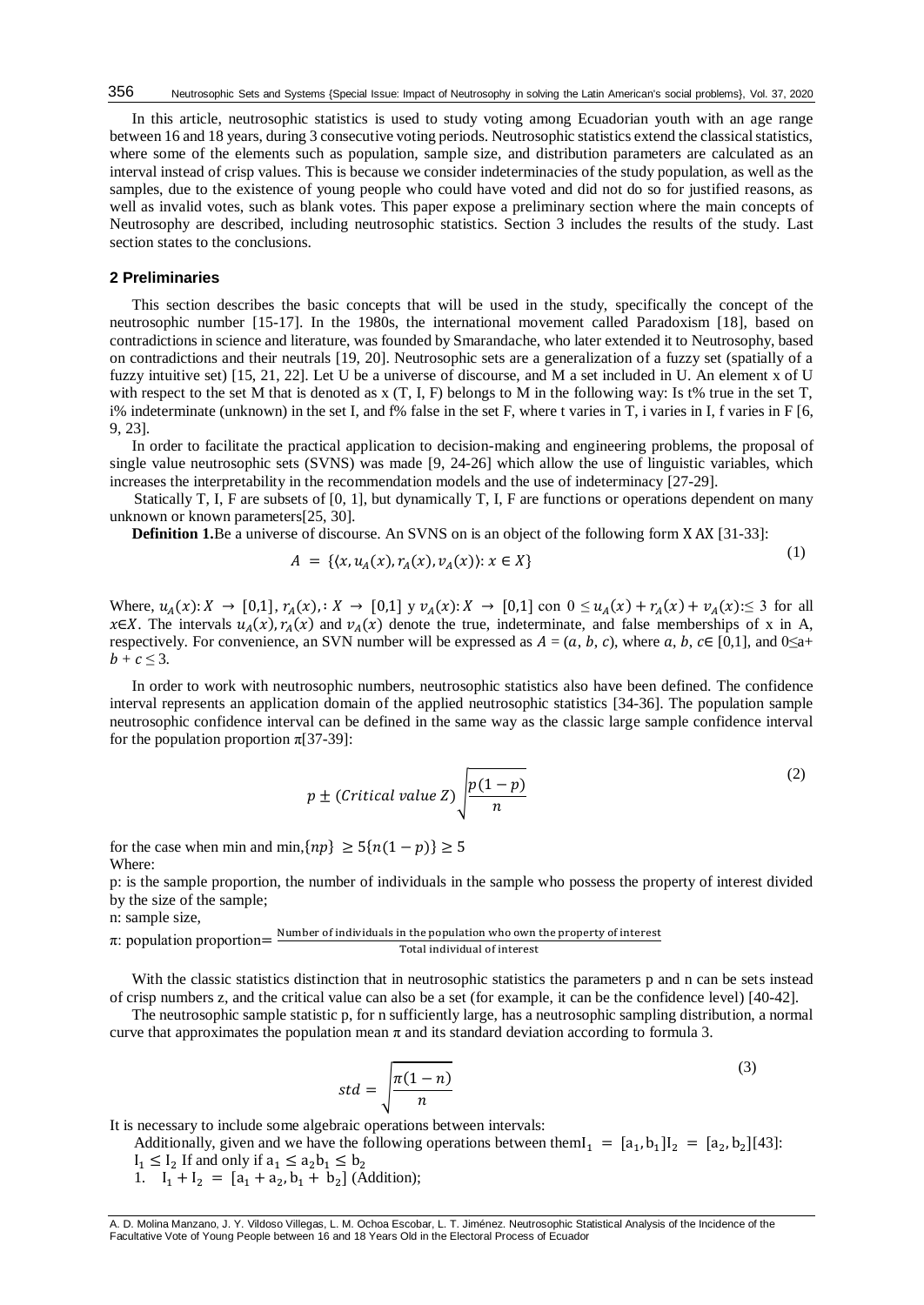In this article, neutrosophic statistics is used to study voting among Ecuadorian youth with an age range between 16 and 18 years, during 3 consecutive voting periods. Neutrosophic statistics extend the classical statistics, where some of the elements such as population, sample size, and distribution parameters are calculated as an interval instead of crisp values. This is because we consider indeterminacies of the study population, as well as the samples, due to the existence of young people who could have voted and did not do so for justified reasons, as well as invalid votes, such as blank votes. This paper expose a preliminary section where the main concepts of Neutrosophy are described, including neutrosophic statistics. Section 3 includes the results of the study. Last section states to the conclusions.

## 2 Preliminaries

This section describes the basic concepts that will be used in the study, specifically the concept of the neutrosophic number [15-17]. In the 1980s, the international movement called Paradoxism [18], based on contradictions in science and literature, was founded by Smarandache, who later extended it to Neutrosophy, based on contradictions and their neutrals [19, 20]. Neutrosophic sets are a generalization of a fuzzy set (spatially of a fuzzy intuitive set) [15, 21, 22]. Let U be a universe of discourse, and M a set included in U. An element x of U with respect to the set M that is denoted as x (T, I, F) belongs to M in the following way: Is t% true in the set T, i% indeterminate (unknown) in the set I, and f% false in the set F, where t varies in T, i varies in I, f varies in F [6, 9, 23].

In order to facilitate the practical application to decision-making and engineering problems, the proposal of single value neutrosophic sets (SVNS) was made [9, 24-26] which allow the use of linguistic variables, which increases the interpretability in the recommendation models and the use of indeterminacy [27-29].

Statically T, I, F are subsets of [0, 1], but dynamically T, I, F are functions or operations dependent on many unknown or known parameters[25, 30].

**Definition 1.**Be a universe of discourse. An SVNS on is an object of the following form X AX [31-33]:

$$A = \{\langle x, u_A(x), r_A(x), v_A(x)\rangle : x \in X\} \tag{1}$$

Where, $u_A(x): X \rightarrow [0,1]$, $r_A(x), : X \rightarrow [0,1]$ y $v_A(x): X \rightarrow [0,1]$ con $0 \leq u_A(x) + r_A(x) + v_A(x) :\leq 3$ for all $x \in X$. The intervals $u_A(x), r_A(x)$ and $v_A(x)$ denote the true, indeterminate, and false memberships of x in A, respectively. For convenience, an SVN number will be expressed as $A = (a, b, c)$, where $a, b, c \in [0,1]$, and $0 \leq a + b + c \leq 3$.

In order to work with neutrosophic numbers, neutrosophic statistics also have been defined. The confidence interval represents an application domain of the applied neutrosophic statistics [34-36]. The population sample neutrosophic confidence interval can be defined in the same way as the classic large sample confidence interval for the population proportion $\pi$[37-39]:

$$p \pm (Critical\ value\ Z)\sqrt{\frac{p(1-p)}{n}} \tag{2}$$

for the case when min and $\min, \{np\} \geq 5\{n(1-p)\} \geq 5$

Where:

p: is the sample proportion, the number of individuals in the sample who possess the property of interest divided by the size of the sample;

n: sample size,

$\pi$: population proportion$= \frac{\text{Number of individuals in the population who own the property of interest}}{\text{Total individual of interest}}$

With the classic statistics distinction that in neutrosophic statistics the parameters p and n can be sets instead of crisp numbers z, and the critical value can also be a set (for example, it can be the confidence level) [40-42].

The neutrosophic sample statistic p, for n sufficiently large, has a neutrosophic sampling distribution, a normal curve that approximates the population mean $\pi$ and its standard deviation according to formula 3.

$$std = \sqrt{\frac{\pi(1-n)}{n}} \tag{3}$$

It is necessary to include some algebraic operations between intervals:

Additionally, given and we have the following operations between them$I_1 = [a_1, b_1] I_2 = [a_2, b_2]$[43]:

$I_1 \leq I_2$ If and only if $a_1 \leq a_2 b_1 \leq b_2$

1. $I_1 + I_2 = [a_1 + a_2, b_1 + b_2]$ (Addition);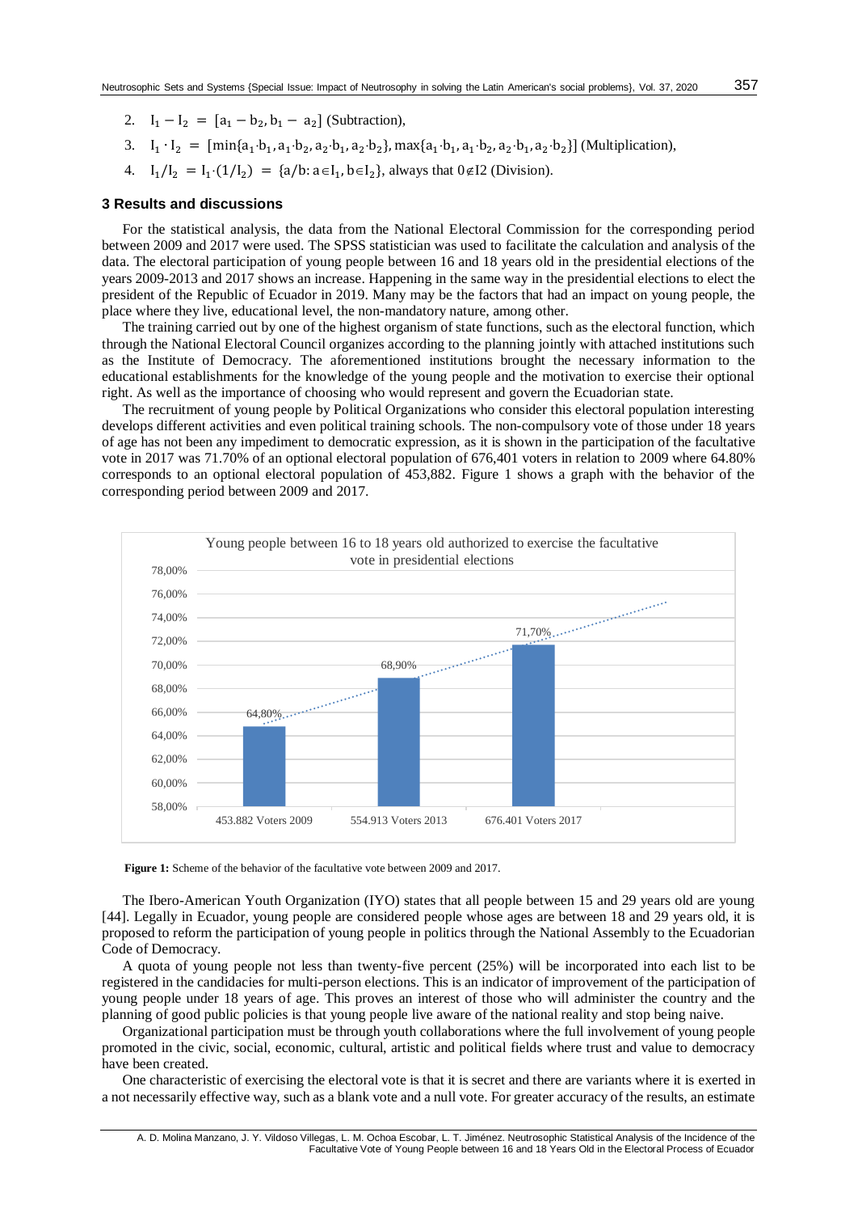2. $I_1 - I_2 = [a_1 - b_2, b_1 - a_2]$ (Subtraction),
3. $I_1 \cdot I_2 = [\min\{a_1 \cdot b_1, a_1 \cdot b_2, a_2 \cdot b_1, a_2 \cdot b_2\}, \max\{a_1 \cdot b_1, a_1 \cdot b_2, a_2 \cdot b_1, a_2 \cdot b_2\}]$ (Multiplication),
4. $I_1/I_2 = I_1 \cdot (1/I_2) = \{a/b: a \in I_1, b \in I_2\}$, always that $0 \notin I2$ (Division).

### 3 Results and discussions

For the statistical analysis, the data from the National Electoral Commission for the corresponding period between 2009 and 2017 were used. The SPSS statistician was used to facilitate the calculation and analysis of the data. The electoral participation of young people between 16 and 18 years old in the presidential elections of the years 2009-2013 and 2017 shows an increase. Happening in the same way in the presidential elections to elect the president of the Republic of Ecuador in 2019. Many may be the factors that had an impact on young people, the place where they live, educational level, the non-mandatory nature, among other.

The training carried out by one of the highest organism of state functions, such as the electoral function, which through the National Electoral Council organizes according to the planning jointly with attached institutions such as the Institute of Democracy. The aforementioned institutions brought the necessary information to the educational establishments for the knowledge of the young people and the motivation to exercise their optional right. As well as the importance of choosing who would represent and govern the Ecuadorian state.

The recruitment of young people by Political Organizations who consider this electoral population interesting develops different activities and even political training schools. The non-compulsory vote of those under 18 years of age has not been any impediment to democratic expression, as it is shown in the participation of the facultative vote in 2017 was 71.70% of an optional electoral population of 676,401 voters in relation to 2009 where 64.80% corresponds to an optional electoral population of 453,882. Figure 1 shows a graph with the behavior of the corresponding period between 2009 and 2017.

Young people between 16 to 18 years old authorized to exercise the facultative vote in presidential elections

| | Percentage |
|---|---|
| 453.882 Voters 2009 | 64,80% |
| 554.913 Voters 2013 | 68,90% |
| 676.401 Voters 2017 | 71,70% |

**Figure 1:** Scheme of the behavior of the facultative vote between 2009 and 2017.

The Ibero-American Youth Organization (IYO) states that all people between 15 and 29 years old are young [44]. Legally in Ecuador, young people are considered people whose ages are between 18 and 29 years old, it is proposed to reform the participation of young people in politics through the National Assembly to the Ecuadorian Code of Democracy.

A quota of young people not less than twenty-five percent (25%) will be incorporated into each list to be registered in the candidacies for multi-person elections. This is an indicator of improvement of the participation of young people under 18 years of age. This proves an interest of those who will administer the country and the planning of good public policies is that young people live aware of the national reality and stop being naive.

Organizational participation must be through youth collaborations where the full involvement of young people promoted in the civic, social, economic, cultural, artistic and political fields where trust and value to democracy have been created.

One characteristic of exercising the electoral vote is that it is secret and there are variants where it is exerted in a not necessarily effective way, such as a blank vote and a null vote. For greater accuracy of the results, an estimate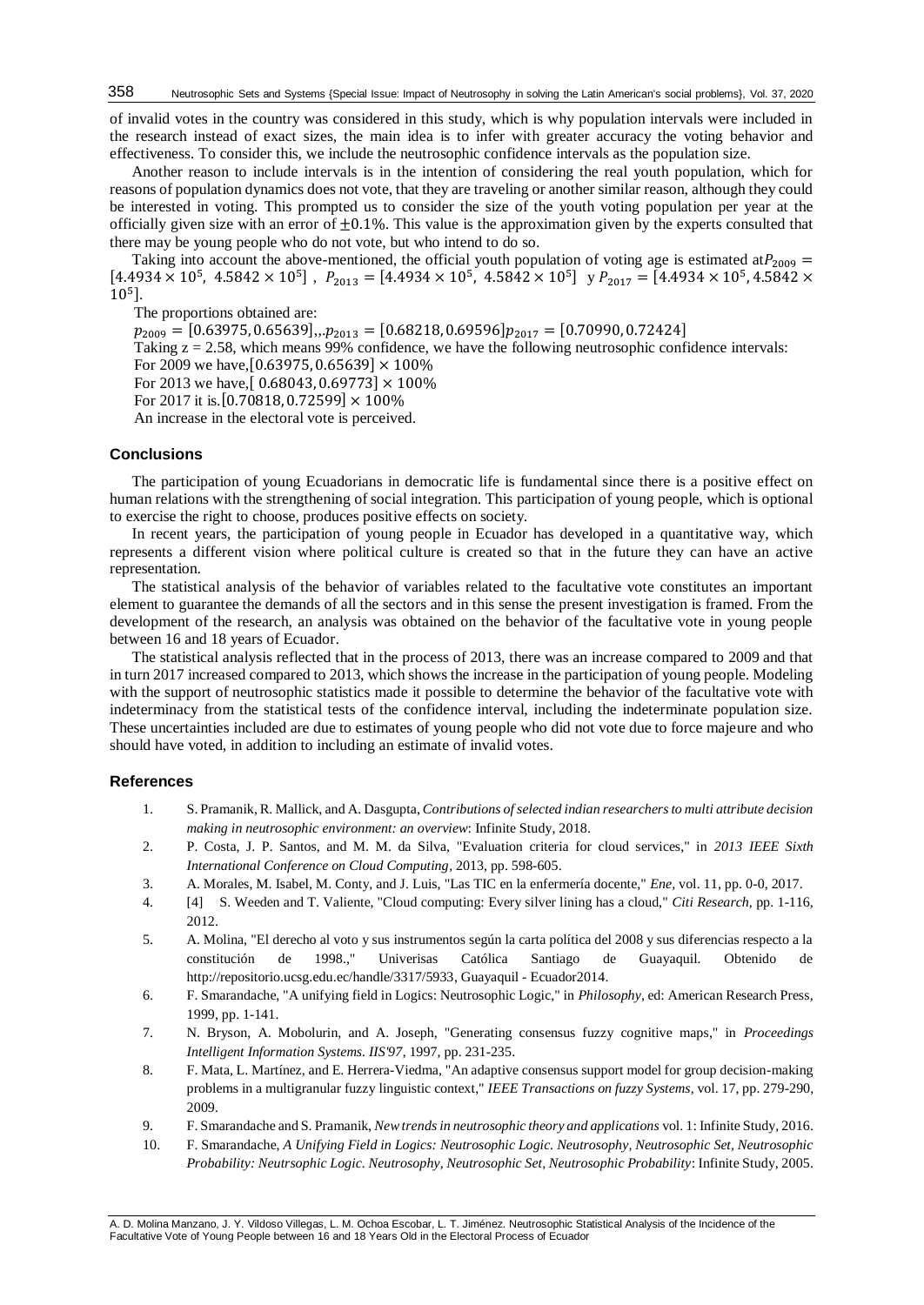of invalid votes in the country was considered in this study, which is why population intervals were included in the research instead of exact sizes, the main idea is to infer with greater accuracy the voting behavior and effectiveness. To consider this, we include the neutrosophic confidence intervals as the population size.

Another reason to include intervals is in the intention of considering the real youth population, which for reasons of population dynamics does not vote, that they are traveling or another similar reason, although they could be interested in voting. This prompted us to consider the size of the youth voting population per year at the officially given size with an error of $\pm 0.1\%$. This value is the approximation given by the experts consulted that there may be young people who do not vote, but who intend to do so.

Taking into account the above-mentioned, the official youth population of voting age is estimated at$P_{2009} = [4.4934 \times 10^5,\ 4.5842 \times 10^5]$ , $P_{2013} = [4.4934 \times 10^5,\ 4.5842 \times 10^5]$ y $P_{2017} = [4.4934 \times 10^5, 4.5842 \times 10^5]$.

The proportions obtained are:

$p_{2009} = [0.63975, 0.65639]$,,$p_{2013} = [0.68218, 0.69596]$$p_{2017} = [0.70990, 0.72424]$

Taking z = 2.58, which means 99% confidence, we have the following neutrosophic confidence intervals:

For 2009 we have,$[0.63975, 0.65639] \times 100\%$

For 2013 we have,$[\ 0.68043, 0.69773] \times 100\%$

For 2017 it is.$[0.70818, 0.72599] \times 100\%$

An increase in the electoral vote is perceived.

## Conclusions

The participation of young Ecuadorians in democratic life is fundamental since there is a positive effect on human relations with the strengthening of social integration. This participation of young people, which is optional to exercise the right to choose, produces positive effects on society.

In recent years, the participation of young people in Ecuador has developed in a quantitative way, which represents a different vision where political culture is created so that in the future they can have an active representation.

The statistical analysis of the behavior of variables related to the facultative vote constitutes an important element to guarantee the demands of all the sectors and in this sense the present investigation is framed. From the development of the research, an analysis was obtained on the behavior of the facultative vote in young people between 16 and 18 years of Ecuador.

The statistical analysis reflected that in the process of 2013, there was an increase compared to 2009 and that in turn 2017 increased compared to 2013, which shows the increase in the participation of young people. Modeling with the support of neutrosophic statistics made it possible to determine the behavior of the facultative vote with indeterminacy from the statistical tests of the confidence interval, including the indeterminate population size. These uncertainties included are due to estimates of young people who did not vote due to force majeure and who should have voted, in addition to including an estimate of invalid votes.

## References

1. S. Pramanik, R. Mallick, and A. Dasgupta, *Contributions of selected indian researchers to multi attribute decision making in neutrosophic environment: an overview*: Infinite Study, 2018.
2. P. Costa, J. P. Santos, and M. M. da Silva, "Evaluation criteria for cloud services," in *2013 IEEE Sixth International Conference on Cloud Computing*, 2013, pp. 598-605.
3. A. Morales, M. Isabel, M. Conty, and J. Luis, "Las TIC en la enfermería docente," *Ene,* vol. 11, pp. 0-0, 2017.
4. [4] S. Weeden and T. Valiente, "Cloud computing: Every silver lining has a cloud," *Citi Research,* pp. 1-116, 2012.
5. A. Molina, "El derecho al voto y sus instrumentos según la carta política del 2008 y sus diferencias respecto a la constitución de 1998.," Univerisas Católica Santiago de Guayaquil. Obtenido de http://repositorio.ucsg.edu.ec/handle/3317/5933, Guayaquil - Ecuador2014.
6. F. Smarandache, "A unifying field in Logics: Neutrosophic Logic," in *Philosophy*, ed: American Research Press, 1999, pp. 1-141.
7. N. Bryson, A. Mobolurin, and A. Joseph, "Generating consensus fuzzy cognitive maps," in *Proceedings Intelligent Information Systems. IIS'97*, 1997, pp. 231-235.
8. F. Mata, L. Martínez, and E. Herrera-Viedma, "An adaptive consensus support model for group decision-making problems in a multigranular fuzzy linguistic context," *IEEE Transactions on fuzzy Systems,* vol. 17, pp. 279-290, 2009.
9. F. Smarandache and S. Pramanik, *New trends in neutrosophic theory and applications* vol. 1: Infinite Study, 2016.
10. F. Smarandache, *A Unifying Field in Logics: Neutrosophic Logic. Neutrosophy, Neutrosophic Set, Neutrosophic Probability: Neutrsophic Logic. Neutrosophy, Neutrosophic Set, Neutrosophic Probability*: Infinite Study, 2005.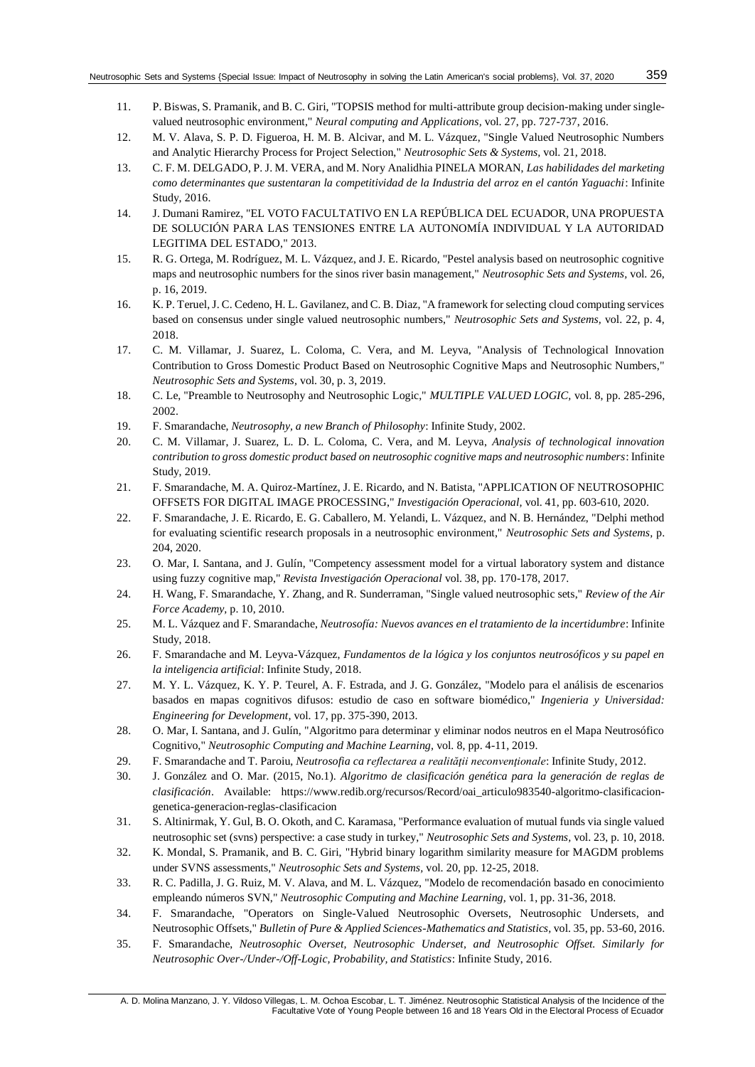11. P. Biswas, S. Pramanik, and B. C. Giri, "TOPSIS method for multi-attribute group decision-making under single-valued neutrosophic environment," *Neural computing and Applications,* vol. 27, pp. 727-737, 2016.
12. M. V. Alava, S. P. D. Figueroa, H. M. B. Alcivar, and M. L. Vázquez, "Single Valued Neutrosophic Numbers and Analytic Hierarchy Process for Project Selection," *Neutrosophic Sets & Systems,* vol. 21, 2018.
13. C. F. M. DELGADO, P. J. M. VERA, and M. Nory Analidhia PINELA MORAN, *Las habilidades del marketing como determinantes que sustentaran la competitividad de la Industria del arroz en el cantón Yaguachi*: Infinite Study, 2016.
14. J. Dumani Ramirez, "EL VOTO FACULTATIVO EN LA REPÚBLICA DEL ECUADOR, UNA PROPUESTA DE SOLUCIÓN PARA LAS TENSIONES ENTRE LA AUTONOMÍA INDIVIDUAL Y LA AUTORIDAD LEGITIMA DEL ESTADO," 2013.
15. R. G. Ortega, M. Rodríguez, M. L. Vázquez, and J. E. Ricardo, "Pestel analysis based on neutrosophic cognitive maps and neutrosophic numbers for the sinos river basin management," *Neutrosophic Sets and Systems,* vol. 26, p. 16, 2019.
16. K. P. Teruel, J. C. Cedeno, H. L. Gavilanez, and C. B. Diaz, "A framework for selecting cloud computing services based on consensus under single valued neutrosophic numbers," *Neutrosophic Sets and Systems,* vol. 22, p. 4, 2018.
17. C. M. Villamar, J. Suarez, L. Coloma, C. Vera, and M. Leyva, "Analysis of Technological Innovation Contribution to Gross Domestic Product Based on Neutrosophic Cognitive Maps and Neutrosophic Numbers," *Neutrosophic Sets and Systems,* vol. 30, p. 3, 2019.
18. C. Le, "Preamble to Neutrosophy and Neutrosophic Logic," *MULTIPLE VALUED LOGIC,* vol. 8, pp. 285-296, 2002.
19. F. Smarandache, *Neutrosophy, a new Branch of Philosophy*: Infinite Study, 2002.
20. C. M. Villamar, J. Suarez, L. D. L. Coloma, C. Vera, and M. Leyva, *Analysis of technological innovation contribution to gross domestic product based on neutrosophic cognitive maps and neutrosophic numbers*: Infinite Study, 2019.
21. F. Smarandache, M. A. Quiroz-Martínez, J. E. Ricardo, and N. Batista, "APPLICATION OF NEUTROSOPHIC OFFSETS FOR DIGITAL IMAGE PROCESSING," *Investigación Operacional,* vol. 41, pp. 603-610, 2020.
22. F. Smarandache, J. E. Ricardo, E. G. Caballero, M. Yelandi, L. Vázquez, and N. B. Hernández, "Delphi method for evaluating scientific research proposals in a neutrosophic environment," *Neutrosophic Sets and Systems,* p. 204, 2020.
23. O. Mar, I. Santana, and J. Gulín, "Competency assessment model for a virtual laboratory system and distance using fuzzy cognitive map," *Revista Investigación Operacional* vol. 38, pp. 170-178, 2017.
24. H. Wang, F. Smarandache, Y. Zhang, and R. Sunderraman, "Single valued neutrosophic sets," *Review of the Air Force Academy,* p. 10, 2010.
25. M. L. Vázquez and F. Smarandache, *Neutrosofía: Nuevos avances en el tratamiento de la incertidumbre*: Infinite Study, 2018.
26. F. Smarandache and M. Leyva-Vázquez, *Fundamentos de la lógica y los conjuntos neutrosóficos y su papel en la inteligencia artificial*: Infinite Study, 2018.
27. M. Y. L. Vázquez, K. Y. P. Teurel, A. F. Estrada, and J. G. González, "Modelo para el análisis de escenarios basados en mapas cognitivos difusos: estudio de caso en software biomédico," *Ingenieria y Universidad: Engineering for Development,* vol. 17, pp. 375-390, 2013.
28. O. Mar, I. Santana, and J. Gulín, "Algoritmo para determinar y eliminar nodos neutros en el Mapa Neutrosófico Cognitivo," *Neutrosophic Computing and Machine Learning,* vol. 8, pp. 4-11, 2019.
29. F. Smarandache and T. Paroiu, *Neutrosofia ca reflectarea a realității neconvenționale*: Infinite Study, 2012.
30. J. González and O. Mar. (2015, No.1). *Algoritmo de clasificación genética para la generación de reglas de clasificación*. Available: https://www.redib.org/recursos/Record/oai_articulo983540-algoritmo-clasificacion-genetica-generacion-reglas-clasificacion
31. S. Altinirmak, Y. Gul, B. O. Okoth, and C. Karamasa, "Performance evaluation of mutual funds via single valued neutrosophic set (svns) perspective: a case study in turkey," *Neutrosophic Sets and Systems,* vol. 23, p. 10, 2018.
32. K. Mondal, S. Pramanik, and B. C. Giri, "Hybrid binary logarithm similarity measure for MAGDM problems under SVNS assessments," *Neutrosophic Sets and Systems,* vol. 20, pp. 12-25, 2018.
33. R. C. Padilla, J. G. Ruiz, M. V. Alava, and M. L. Vázquez, "Modelo de recomendación basado en conocimiento empleando números SVN," *Neutrosophic Computing and Machine Learning,* vol. 1, pp. 31-36, 2018.
34. F. Smarandache, "Operators on Single-Valued Neutrosophic Oversets, Neutrosophic Undersets, and Neutrosophic Offsets," *Bulletin of Pure & Applied Sciences-Mathematics and Statistics,* vol. 35, pp. 53-60, 2016.
35. F. Smarandache, *Neutrosophic Overset, Neutrosophic Underset, and Neutrosophic Offset. Similarly for Neutrosophic Over-/Under-/Off-Logic, Probability, and Statistics*: Infinite Study, 2016.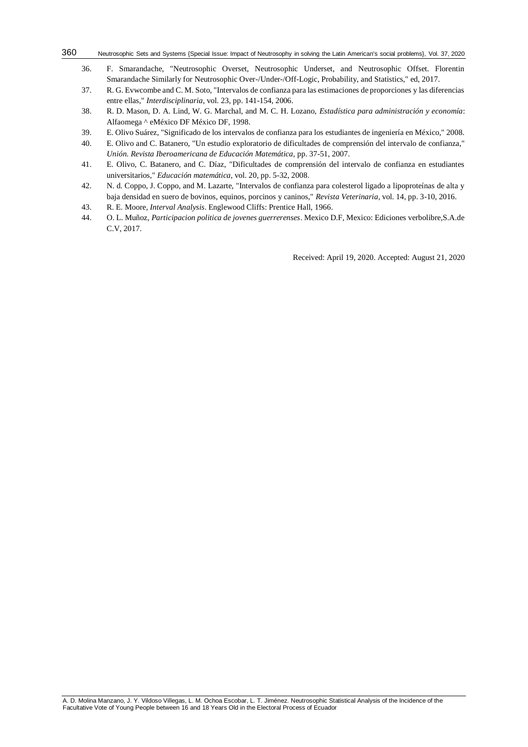36. F. Smarandache, "Neutrosophic Overset, Neutrosophic Underset, and Neutrosophic Offset. Florentin Smarandache Similarly for Neutrosophic Over-/Under-/Off-Logic, Probability, and Statistics," ed, 2017.
37. R. G. Evwcombe and C. M. Soto, "Intervalos de confianza para las estimaciones de proporciones y las diferencias entre ellas," *Interdisciplinaria*, vol. 23, pp. 141-154, 2006.
38. R. D. Mason, D. A. Lind, W. G. Marchal, and M. C. H. Lozano, *Estadística para administración y economía*: Alfaomega ^ eMéxico DF México DF, 1998.
39. E. Olivo Suárez, "Significado de los intervalos de confianza para los estudiantes de ingeniería en México," 2008.
40. E. Olivo and C. Batanero, "Un estudio exploratorio de dificultades de comprensión del intervalo de confianza," *Unión. Revista Iberoamericana de Educación Matemática*, pp. 37-51, 2007.
41. E. Olivo, C. Batanero, and C. Díaz, "Dificultades de comprensión del intervalo de confianza en estudiantes universitarios," *Educación matemática*, vol. 20, pp. 5-32, 2008.
42. N. d. Coppo, J. Coppo, and M. Lazarte, "Intervalos de confianza para colesterol ligado a lipoproteínas de alta y baja densidad en suero de bovinos, equinos, porcinos y caninos," *Revista Veterinaria*, vol. 14, pp. 3-10, 2016.
43. R. E. Moore, *Interval Analysis*. Englewood Cliffs: Prentice Hall, 1966.
44. O. L. Muñoz, *Participacion politica de jovenes guerrerenses*. Mexico D.F, Mexico: Ediciones verbolibre,S.A.de C.V, 2017.

Received: April 19, 2020. Accepted: August 21, 2020